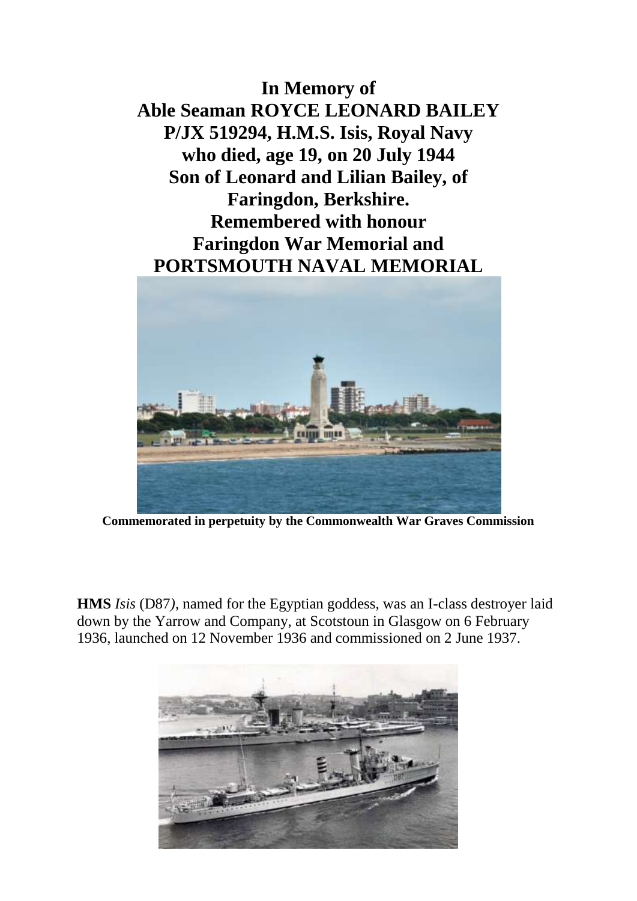**In Memory of**
**Able Seaman ROYCE LEONARD BAILEY**
**P/JX 519294, H.M.S. Isis, Royal Navy**
**who died, age 19, on 20 July 1944**
**Son of Leonard and Lilian Bailey, of**
**Faringdon, Berkshire.**
**Remembered with honour**
**Faringdon War Memorial and**
**PORTSMOUTH NAVAL MEMORIAL**

**Commemorated in perpetuity by the Commonwealth War Graves Commission**

**HMS** *Isis* (D87*)*, named for the Egyptian goddess, was an I-class destroyer laid down by the Yarrow and Company, at Scotstoun in Glasgow on 6 February 1936, launched on 12 November 1936 and commissioned on 2 June 1937.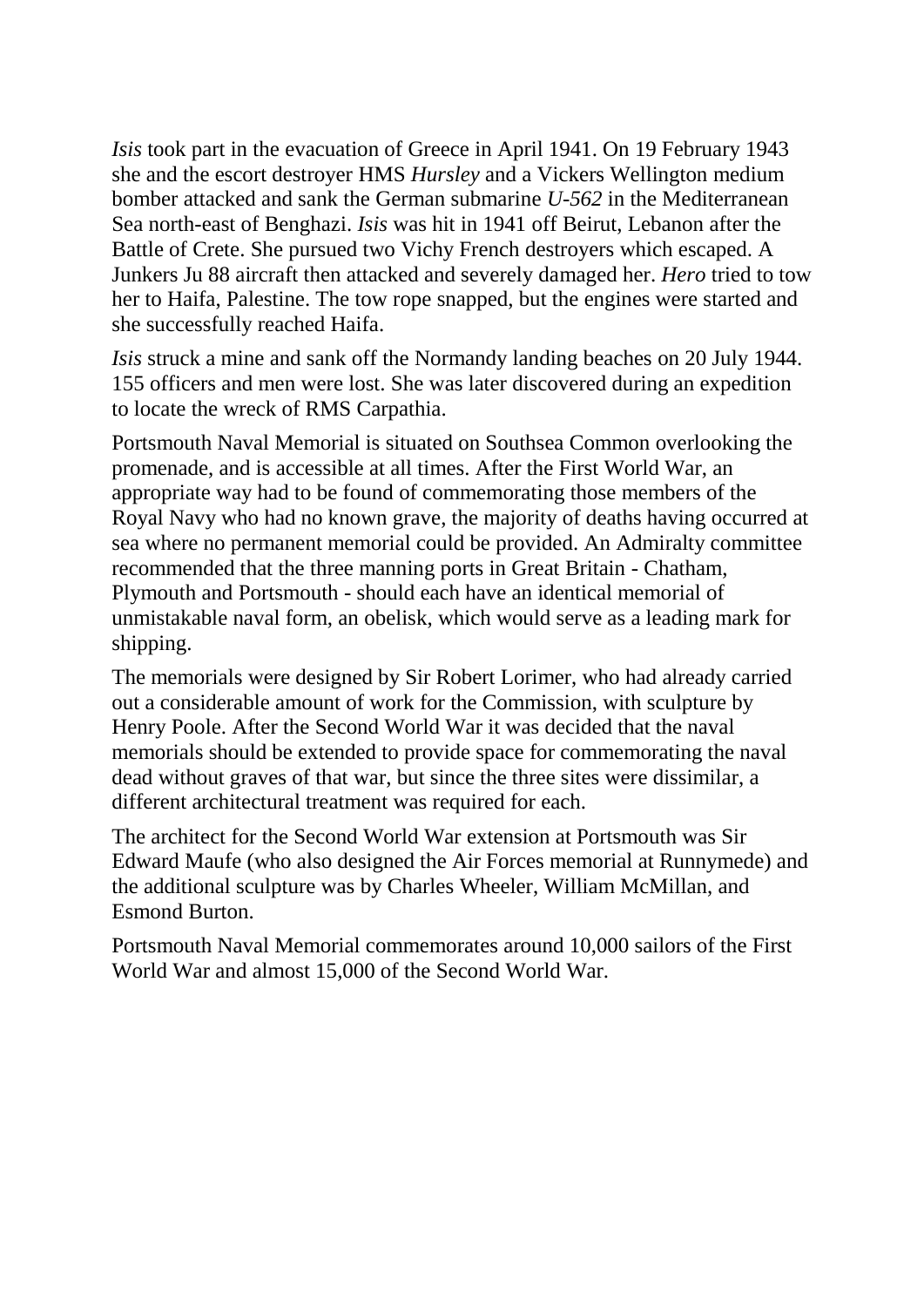*Isis* took part in the evacuation of Greece in April 1941. On 19 February 1943 she and the escort destroyer HMS *Hursley* and a Vickers Wellington medium bomber attacked and sank the German submarine *U-562* in the Mediterranean Sea north-east of Benghazi. *Isis* was hit in 1941 off Beirut, Lebanon after the Battle of Crete. She pursued two Vichy French destroyers which escaped. A Junkers Ju 88 aircraft then attacked and severely damaged her. *Hero* tried to tow her to Haifa, Palestine. The tow rope snapped, but the engines were started and she successfully reached Haifa.

*Isis* struck a mine and sank off the Normandy landing beaches on 20 July 1944. 155 officers and men were lost. She was later discovered during an expedition to locate the wreck of RMS Carpathia.

Portsmouth Naval Memorial is situated on Southsea Common overlooking the promenade, and is accessible at all times. After the First World War, an appropriate way had to be found of commemorating those members of the Royal Navy who had no known grave, the majority of deaths having occurred at sea where no permanent memorial could be provided. An Admiralty committee recommended that the three manning ports in Great Britain - Chatham, Plymouth and Portsmouth - should each have an identical memorial of unmistakable naval form, an obelisk, which would serve as a leading mark for shipping.

The memorials were designed by Sir Robert Lorimer, who had already carried out a considerable amount of work for the Commission, with sculpture by Henry Poole. After the Second World War it was decided that the naval memorials should be extended to provide space for commemorating the naval dead without graves of that war, but since the three sites were dissimilar, a different architectural treatment was required for each.

The architect for the Second World War extension at Portsmouth was Sir Edward Maufe (who also designed the Air Forces memorial at Runnymede) and the additional sculpture was by Charles Wheeler, William McMillan, and Esmond Burton.

Portsmouth Naval Memorial commemorates around 10,000 sailors of the First World War and almost 15,000 of the Second World War.